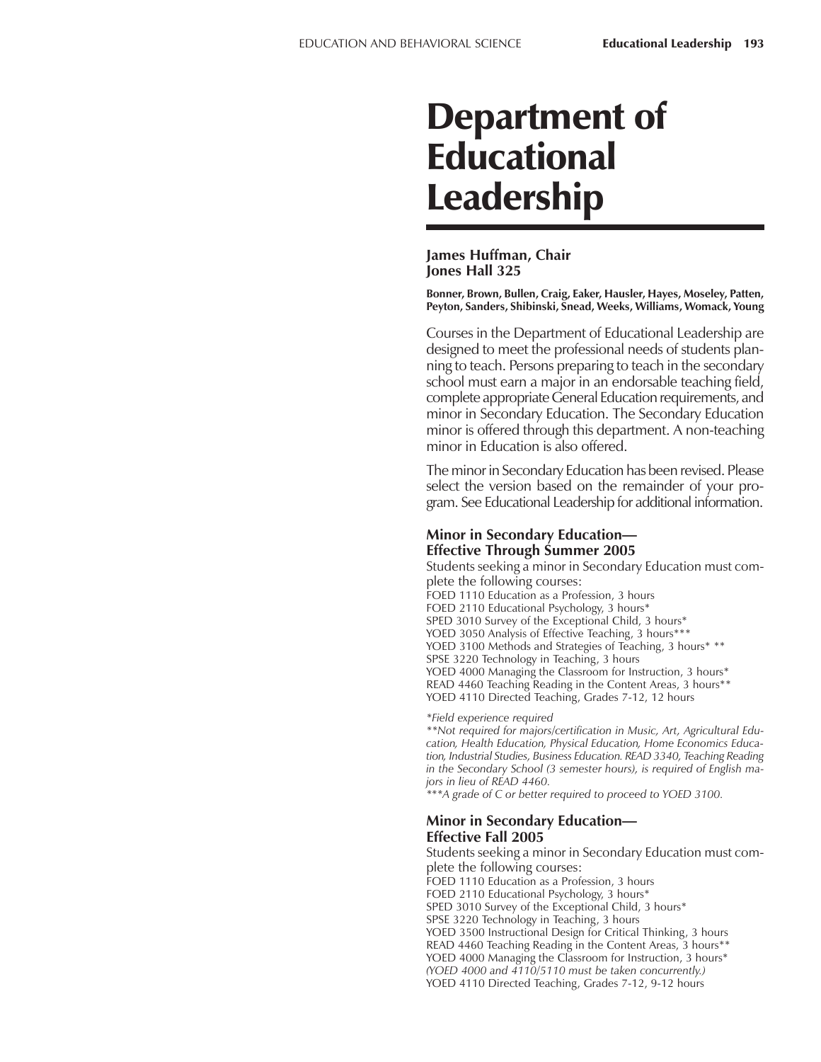# Department of Educational Leadership

**James Huffman, Chair**
**Jones Hall 325**

**Bonner, Brown, Bullen, Craig, Eaker, Hausler, Hayes, Moseley, Patten, Peyton, Sanders, Shibinski, Snead, Weeks, Williams, Womack, Young**

Courses in the Department of Educational Leadership are designed to meet the professional needs of students planning to teach. Persons preparing to teach in the secondary school must earn a major in an endorsable teaching field, complete appropriate General Education requirements, and minor in Secondary Education. The Secondary Education minor is offered through this department. A non-teaching minor in Education is also offered.

The minor in Secondary Education has been revised. Please select the version based on the remainder of your program. See Educational Leadership for additional information.

### Minor in Secondary Education—Effective Through Summer 2005

Students seeking a minor in Secondary Education must complete the following courses:

FOED 1110 Education as a Profession, 3 hours
FOED 2110 Educational Psychology, 3 hours*
SPED 3010 Survey of the Exceptional Child, 3 hours*
YOED 3050 Analysis of Effective Teaching, 3 hours***
YOED 3100 Methods and Strategies of Teaching, 3 hours* **
SPSE 3220 Technology in Teaching, 3 hours
YOED 4000 Managing the Classroom for Instruction, 3 hours*
READ 4460 Teaching Reading in the Content Areas, 3 hours**
YOED 4110 Directed Teaching, Grades 7-12, 12 hours

*\*Field experience required*
*\*\*Not required for majors/certification in Music, Art, Agricultural Education, Health Education, Physical Education, Home Economics Education, Industrial Studies, Business Education. READ 3340, Teaching Reading in the Secondary School (3 semester hours), is required of English majors in lieu of READ 4460.*
*\*\*\*A grade of C or better required to proceed to YOED 3100.*

### Minor in Secondary Education—Effective Fall 2005

Students seeking a minor in Secondary Education must complete the following courses:

FOED 1110 Education as a Profession, 3 hours
FOED 2110 Educational Psychology, 3 hours*
SPED 3010 Survey of the Exceptional Child, 3 hours*
SPSE 3220 Technology in Teaching, 3 hours
YOED 3500 Instructional Design for Critical Thinking, 3 hours
READ 4460 Teaching Reading in the Content Areas, 3 hours**
YOED 4000 Managing the Classroom for Instruction, 3 hours*
*(YOED 4000 and 4110/5110 must be taken concurrently.)*
YOED 4110 Directed Teaching, Grades 7-12, 9-12 hours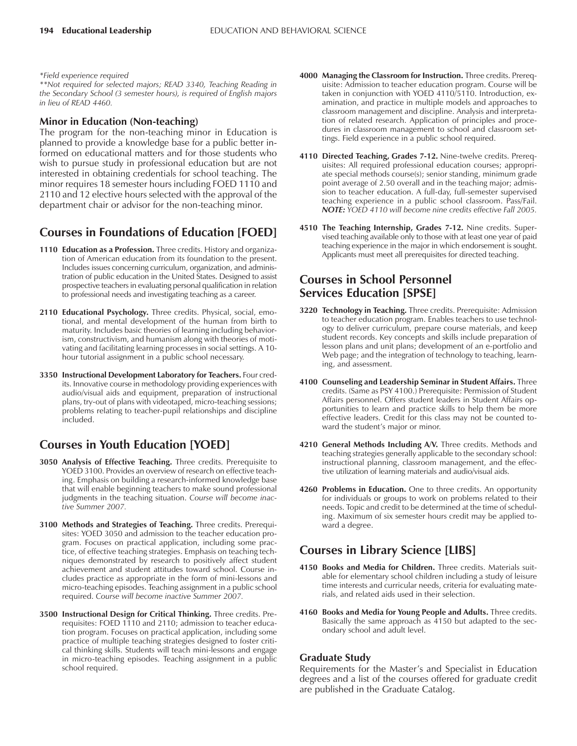*Field experience required
**Not required for selected majors; READ 3340, Teaching Reading in the Secondary School (3 semester hours), is required of English majors in lieu of READ 4460.

### Minor in Education (Non-teaching)

The program for the non-teaching minor in Education is planned to provide a knowledge base for a public better informed on educational matters and for those students who wish to pursue study in professional education but are not interested in obtaining credentials for school teaching. The minor requires 18 semester hours including FOED 1110 and 2110 and 12 elective hours selected with the approval of the department chair or advisor for the non-teaching minor.

## Courses in Foundations of Education [FOED]

**1110 Education as a Profession.** Three credits. History and organization of American education from its foundation to the present. Includes issues concerning curriculum, organization, and administration of public education in the United States. Designed to assist prospective teachers in evaluating personal qualification in relation to professional needs and investigating teaching as a career.

**2110 Educational Psychology.** Three credits. Physical, social, emotional, and mental development of the human from birth to maturity. Includes basic theories of learning including behaviorism, constructivism, and humanism along with theories of motivating and facilitating learning processes in social settings. A 10-hour tutorial assignment in a public school necessary.

**3350 Instructional Development Laboratory for Teachers.** Four credits. Innovative course in methodology providing experiences with audio/visual aids and equipment, preparation of instructional plans, try-out of plans with videotaped, micro-teaching sessions; problems relating to teacher-pupil relationships and discipline included.

## Courses in Youth Education [YOED]

**3050 Analysis of Effective Teaching.** Three credits. Prerequisite to YOED 3100. Provides an overview of research on effective teaching. Emphasis on building a research-informed knowledge base that will enable beginning teachers to make sound professional judgments in the teaching situation. *Course will become inactive Summer 2007.*

**3100 Methods and Strategies of Teaching.** Three credits. Prerequisites: YOED 3050 and admission to the teacher education program. Focuses on practical application, including some practice, of effective teaching strategies. Emphasis on teaching techniques demonstrated by research to positively affect student achievement and student attitudes toward school. Course includes practice as appropriate in the form of mini-lessons and micro-teaching episodes. Teaching assignment in a public school required. *Course will become inactive Summer 2007.*

**3500 Instructional Design for Critical Thinking.** Three credits. Prerequisites: FOED 1110 and 2110; admission to teacher education program. Focuses on practical application, including some practice of multiple teaching strategies designed to foster critical thinking skills. Students will teach mini-lessons and engage in micro-teaching episodes. Teaching assignment in a public school required.

**4000 Managing the Classroom for Instruction.** Three credits. Prerequisite: Admission to teacher education program. Course will be taken in conjunction with YOED 4110/5110. Introduction, examination, and practice in multiple models and approaches to classroom management and discipline. Analysis and interpretation of related research. Application of principles and procedures in classroom management to school and classroom settings. Field experience in a public school required.

**4110 Directed Teaching, Grades 7-12.** Nine-twelve credits. Prerequisites: All required professional education courses; appropriate special methods course(s); senior standing, minimum grade point average of 2.50 overall and in the teaching major; admission to teacher education. A full-day, full-semester supervised teaching experience in a public school classroom. Pass/Fail. ***NOTE:*** *YOED 4110 will become nine credits effective Fall 2005.*

**4510 The Teaching Internship, Grades 7-12.** Nine credits. Supervised teaching available only to those with at least one year of paid teaching experience in the major in which endorsement is sought. Applicants must meet all prerequisites for directed teaching.

## Courses in School Personnel Services Education [SPSE]

**3220 Technology in Teaching.** Three credits. Prerequisite: Admission to teacher education program. Enables teachers to use technology to deliver curriculum, prepare course materials, and keep student records. Key concepts and skills include preparation of lesson plans and unit plans; development of an e-portfolio and Web page; and the integration of technology to teaching, learning, and assessment.

**4100 Counseling and Leadership Seminar in Student Affairs.** Three credits. (Same as PSY 4100.) Prerequisite: Permission of Student Affairs personnel. Offers student leaders in Student Affairs opportunities to learn and practice skills to help them be more effective leaders. Credit for this class may not be counted toward the student's major or minor.

**4210 General Methods Including A/V.** Three credits. Methods and teaching strategies generally applicable to the secondary school: instructional planning, classroom management, and the effective utilization of learning materials and audio/visual aids.

**4260 Problems in Education.** One to three credits. An opportunity for individuals or groups to work on problems related to their needs. Topic and credit to be determined at the time of scheduling. Maximum of six semester hours credit may be applied toward a degree.

## Courses in Library Science [LIBS]

**4150 Books and Media for Children.** Three credits. Materials suitable for elementary school children including a study of leisure time interests and curricular needs, criteria for evaluating materials, and related aids used in their selection.

**4160 Books and Media for Young People and Adults.** Three credits. Basically the same approach as 4150 but adapted to the secondary school and adult level.

### Graduate Study

Requirements for the Master's and Specialist in Education degrees and a list of the courses offered for graduate credit are published in the Graduate Catalog.